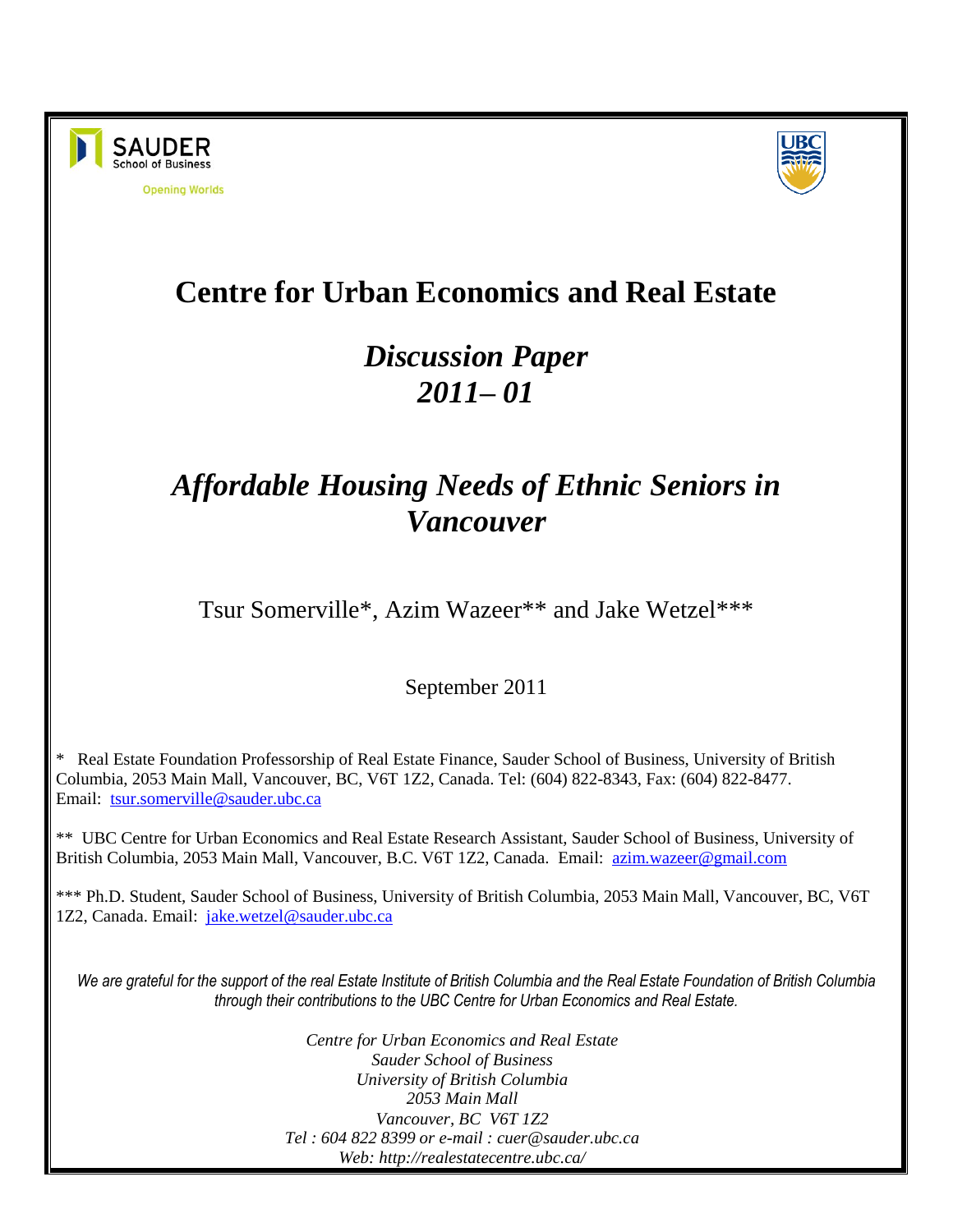SAUDER School of Business

Opening Worlds

UBC

# Centre for Urban Economics and Real Estate

## *Discussion Paper 2011– 01*

## *Affordable Housing Needs of Ethnic Seniors in Vancouver*

Tsur Somerville*, Azim Wazeer** and Jake Wetzel***

September 2011

\* Real Estate Foundation Professorship of Real Estate Finance, Sauder School of Business, University of British Columbia, 2053 Main Mall, Vancouver, BC, V6T 1Z2, Canada. Tel: (604) 822-8343, Fax: (604) 822-8477. Email: tsur.somerville@sauder.ubc.ca

** UBC Centre for Urban Economics and Real Estate Research Assistant, Sauder School of Business, University of British Columbia, 2053 Main Mall, Vancouver, B.C. V6T 1Z2, Canada. Email: azim.wazeer@gmail.com

*** Ph.D. Student, Sauder School of Business, University of British Columbia, 2053 Main Mall, Vancouver, BC, V6T 1Z2, Canada. Email: jake.wetzel@sauder.ubc.ca

*We are grateful for the support of the real Estate Institute of British Columbia and the Real Estate Foundation of British Columbia through their contributions to the UBC Centre for Urban Economics and Real Estate.*

*Centre for Urban Economics and Real Estate*
*Sauder School of Business*
*University of British Columbia*
*2053 Main Mall*
*Vancouver, BC V6T 1Z2*
*Tel : 604 822 8399 or e-mail : cuer@sauder.ubc.ca*
*Web: http://realestatecentre.ubc.ca/*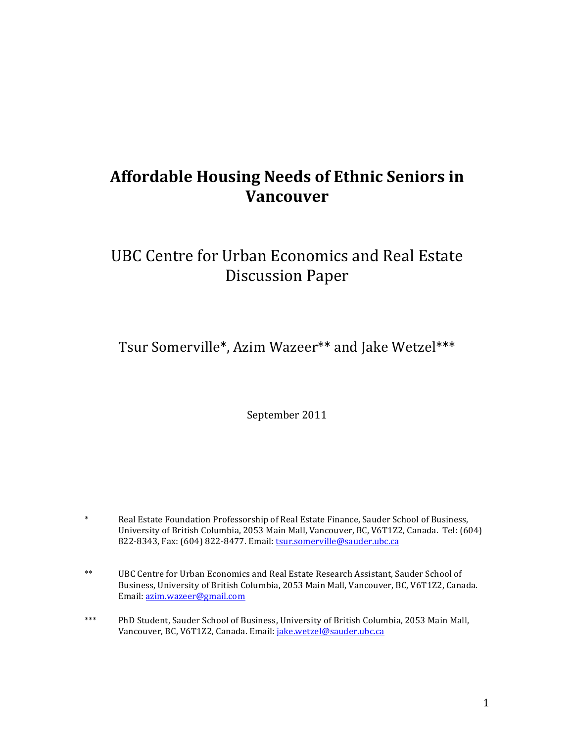# Affordable Housing Needs of Ethnic Seniors in Vancouver

## UBC Centre for Urban Economics and Real Estate Discussion Paper

Tsur Somerville*, Azim Wazeer** and Jake Wetzel***

September 2011

\* Real Estate Foundation Professorship of Real Estate Finance, Sauder School of Business, University of British Columbia, 2053 Main Mall, Vancouver, BC, V6T1Z2, Canada. Tel: (604) 822-8343, Fax: (604) 822-8477. Email: tsur.somerville@sauder.ubc.ca

\*\* UBC Centre for Urban Economics and Real Estate Research Assistant, Sauder School of Business, University of British Columbia, 2053 Main Mall, Vancouver, BC, V6T1Z2, Canada. Email: azim.wazeer@gmail.com

\*\*\* PhD Student, Sauder School of Business, University of British Columbia, 2053 Main Mall, Vancouver, BC, V6T1Z2, Canada. Email: jake.wetzel@sauder.ubc.ca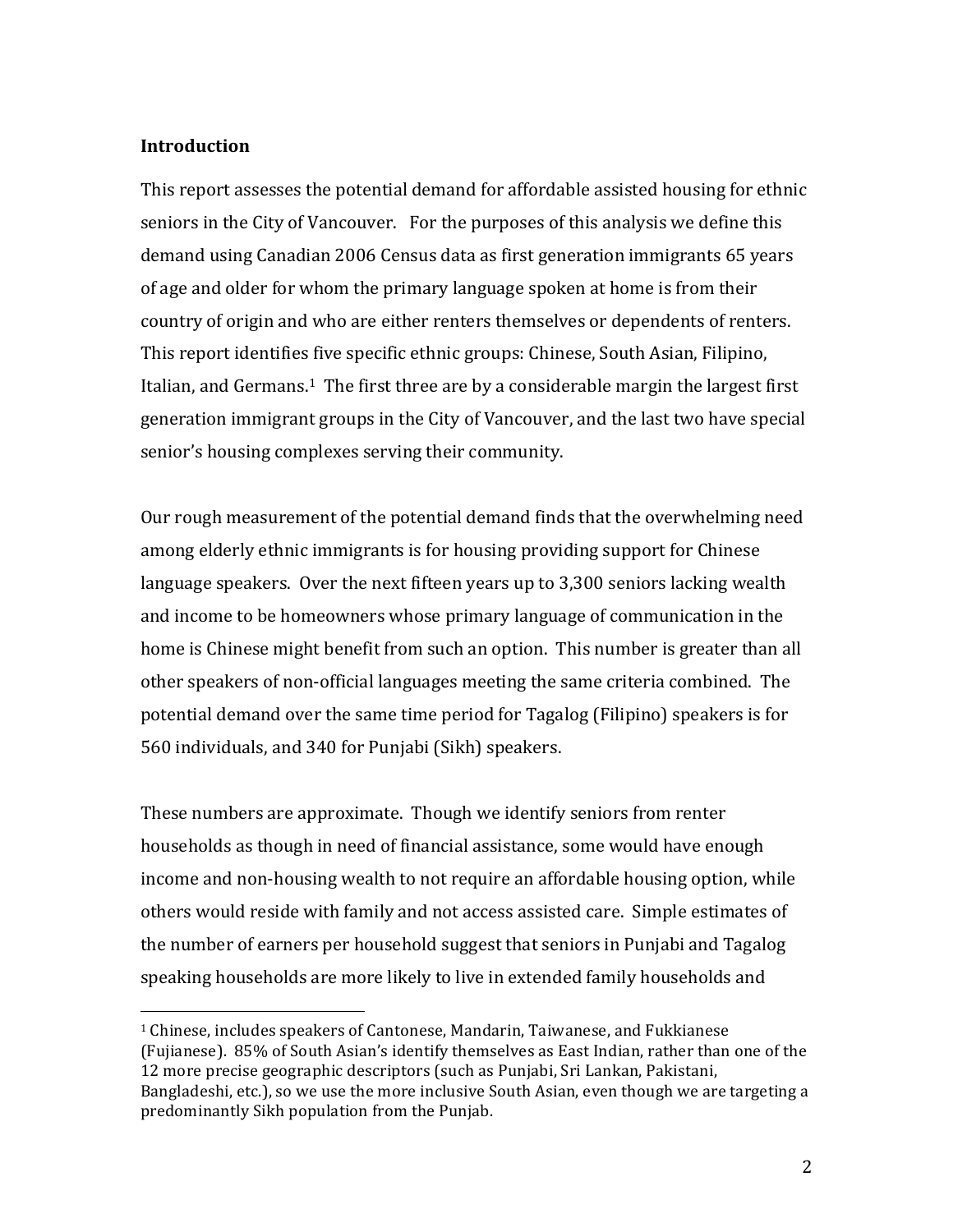**Introduction**

This report assesses the potential demand for affordable assisted housing for ethnic seniors in the City of Vancouver. For the purposes of this analysis we define this demand using Canadian 2006 Census data as first generation immigrants 65 years of age and older for whom the primary language spoken at home is from their country of origin and who are either renters themselves or dependents of renters. This report identifies five specific ethnic groups: Chinese, South Asian, Filipino, Italian, and Germans.[1] The first three are by a considerable margin the largest first generation immigrant groups in the City of Vancouver, and the last two have special senior's housing complexes serving their community.

Our rough measurement of the potential demand finds that the overwhelming need among elderly ethnic immigrants is for housing providing support for Chinese language speakers. Over the next fifteen years up to 3,300 seniors lacking wealth and income to be homeowners whose primary language of communication in the home is Chinese might benefit from such an option. This number is greater than all other speakers of non-official languages meeting the same criteria combined. The potential demand over the same time period for Tagalog (Filipino) speakers is for 560 individuals, and 340 for Punjabi (Sikh) speakers.

These numbers are approximate. Though we identify seniors from renter households as though in need of financial assistance, some would have enough income and non-housing wealth to not require an affordable housing option, while others would reside with family and not access assisted care. Simple estimates of the number of earners per household suggest that seniors in Punjabi and Tagalog speaking households are more likely to live in extended family households and

---

[1] Chinese, includes speakers of Cantonese, Mandarin, Taiwanese, and Fukkianese (Fujianese). 85% of South Asian's identify themselves as East Indian, rather than one of the 12 more precise geographic descriptors (such as Punjabi, Sri Lankan, Pakistani, Bangladeshi, etc.), so we use the more inclusive South Asian, even though we are targeting a predominantly Sikh population from the Punjab.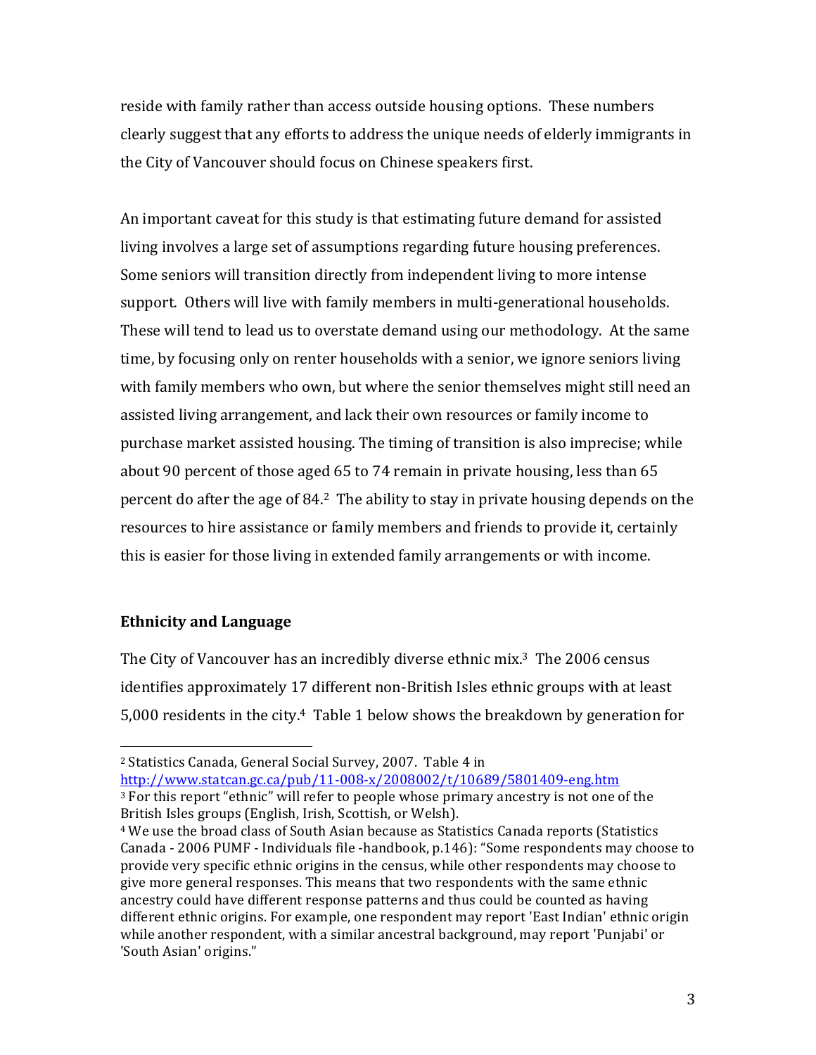reside with family rather than access outside housing options. These numbers clearly suggest that any efforts to address the unique needs of elderly immigrants in the City of Vancouver should focus on Chinese speakers first.

An important caveat for this study is that estimating future demand for assisted living involves a large set of assumptions regarding future housing preferences. Some seniors will transition directly from independent living to more intense support. Others will live with family members in multi-generational households. These will tend to lead us to overstate demand using our methodology. At the same time, by focusing only on renter households with a senior, we ignore seniors living with family members who own, but where the senior themselves might still need an assisted living arrangement, and lack their own resources or family income to purchase market assisted housing. The timing of transition is also imprecise; while about 90 percent of those aged 65 to 74 remain in private housing, less than 65 percent do after the age of 84.[2] The ability to stay in private housing depends on the resources to hire assistance or family members and friends to provide it, certainly this is easier for those living in extended family arrangements or with income.

## Ethnicity and Language

The City of Vancouver has an incredibly diverse ethnic mix.[3] The 2006 census identifies approximately 17 different non-British Isles ethnic groups with at least 5,000 residents in the city.[4] Table 1 below shows the breakdown by generation for

---

[2] Statistics Canada, General Social Survey, 2007. Table 4 in http://www.statcan.gc.ca/pub/11-008-x/2008002/t/10689/5801409-eng.htm

[3] For this report "ethnic" will refer to people whose primary ancestry is not one of the British Isles groups (English, Irish, Scottish, or Welsh).

[4] We use the broad class of South Asian because as Statistics Canada reports (Statistics Canada - 2006 PUMF - Individuals file -handbook, p.146): "Some respondents may choose to provide very specific ethnic origins in the census, while other respondents may choose to give more general responses. This means that two respondents with the same ethnic ancestry could have different response patterns and thus could be counted as having different ethnic origins. For example, one respondent may report 'East Indian' ethnic origin while another respondent, with a similar ancestral background, may report 'Punjabi' or 'South Asian' origins."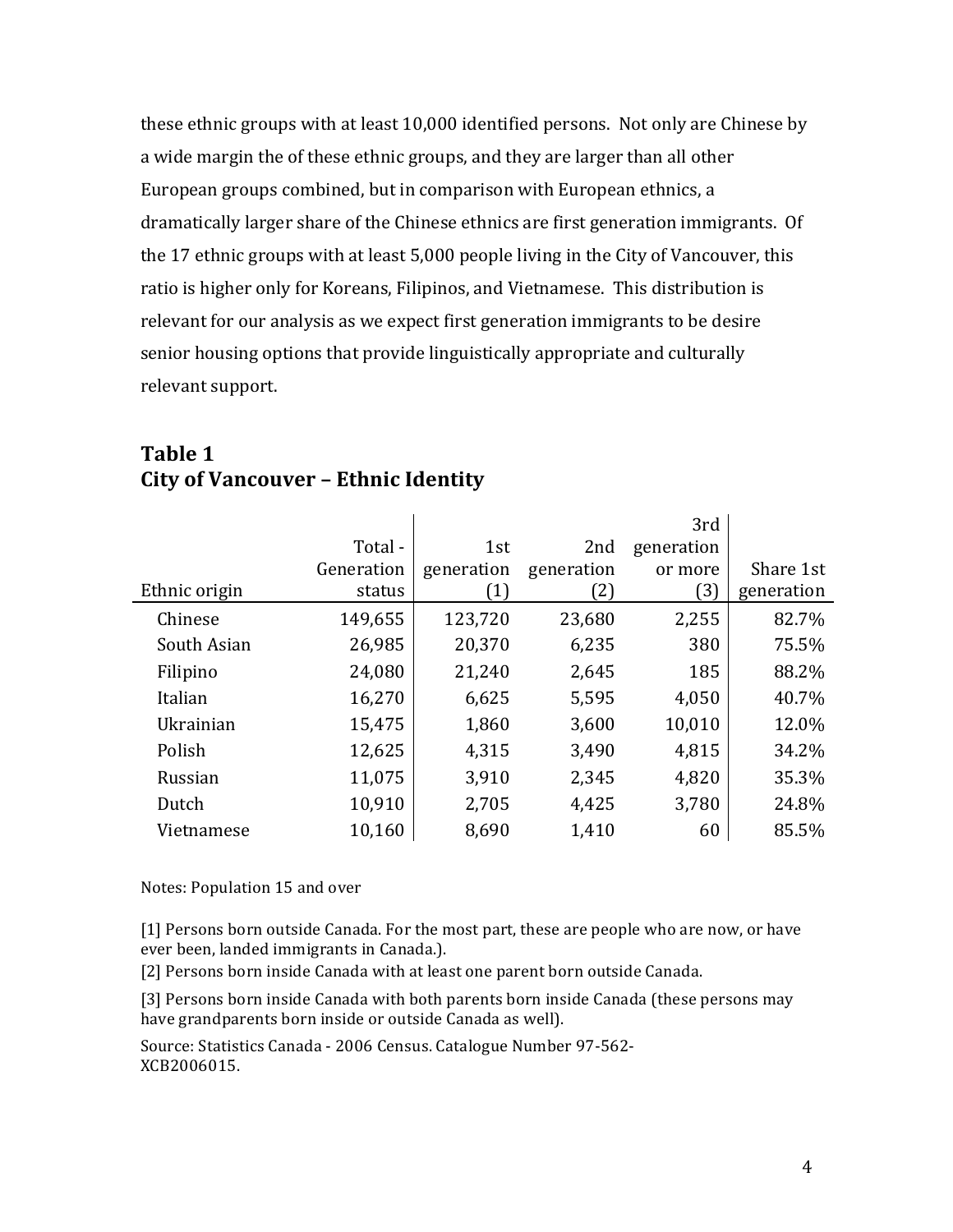these ethnic groups with at least 10,000 identified persons. Not only are Chinese by a wide margin the of these ethnic groups, and they are larger than all other European groups combined, but in comparison with European ethnics, a dramatically larger share of the Chinese ethnics are first generation immigrants. Of the 17 ethnic groups with at least 5,000 people living in the City of Vancouver, this ratio is higher only for Koreans, Filipinos, and Vietnamese. This distribution is relevant for our analysis as we expect first generation immigrants to be desire senior housing options that provide linguistically appropriate and culturally relevant support.

## Table 1
## City of Vancouver – Ethnic Identity

| Ethnic origin | Total - Generation status | 1st generation (1) | 2nd generation (2) | 3rd generation or more (3) | Share 1st generation |
|---|---|---|---|---|---|
| Chinese | 149,655 | 123,720 | 23,680 | 2,255 | 82.7% |
| South Asian | 26,985 | 20,370 | 6,235 | 380 | 75.5% |
| Filipino | 24,080 | 21,240 | 2,645 | 185 | 88.2% |
| Italian | 16,270 | 6,625 | 5,595 | 4,050 | 40.7% |
| Ukrainian | 15,475 | 1,860 | 3,600 | 10,010 | 12.0% |
| Polish | 12,625 | 4,315 | 3,490 | 4,815 | 34.2% |
| Russian | 11,075 | 3,910 | 2,345 | 4,820 | 35.3% |
| Dutch | 10,910 | 2,705 | 4,425 | 3,780 | 24.8% |
| Vietnamese | 10,160 | 8,690 | 1,410 | 60 | 85.5% |

Notes: Population 15 and over

[1] Persons born outside Canada. For the most part, these are people who are now, or have ever been, landed immigrants in Canada.).

[2] Persons born inside Canada with at least one parent born outside Canada.

[3] Persons born inside Canada with both parents born inside Canada (these persons may have grandparents born inside or outside Canada as well).

Source: Statistics Canada - 2006 Census. Catalogue Number 97-562-XCB2006015.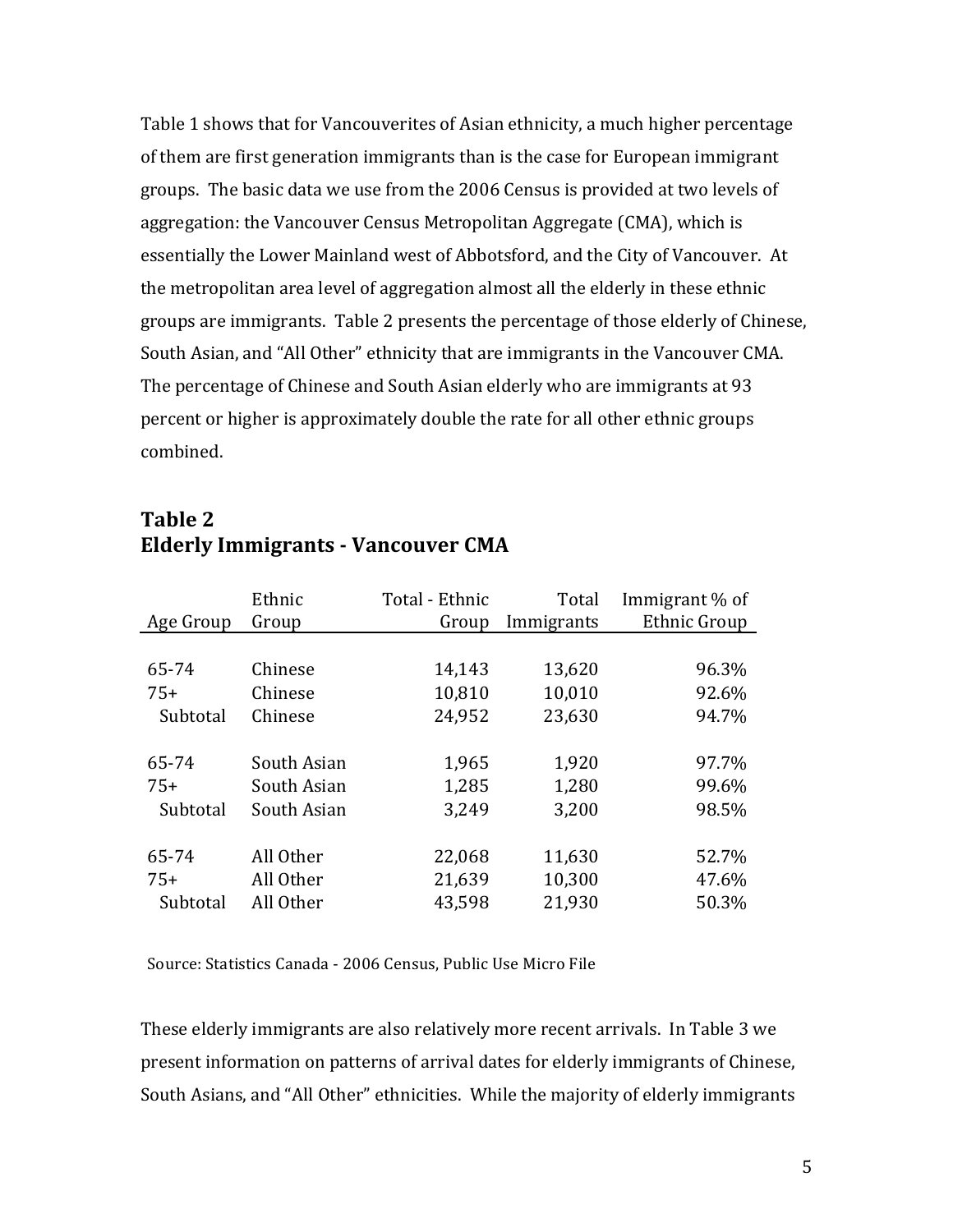Table 1 shows that for Vancouverites of Asian ethnicity, a much higher percentage of them are first generation immigrants than is the case for European immigrant groups. The basic data we use from the 2006 Census is provided at two levels of aggregation: the Vancouver Census Metropolitan Aggregate (CMA), which is essentially the Lower Mainland west of Abbotsford, and the City of Vancouver. At the metropolitan area level of aggregation almost all the elderly in these ethnic groups are immigrants. Table 2 presents the percentage of those elderly of Chinese, South Asian, and "All Other" ethnicity that are immigrants in the Vancouver CMA. The percentage of Chinese and South Asian elderly who are immigrants at 93 percent or higher is approximately double the rate for all other ethnic groups combined.

## Table 2
## Elderly Immigrants - Vancouver CMA

| Age Group | Ethnic Group | Total - Ethnic Group | Total Immigrants | Immigrant % of Ethnic Group |
|---|---|---:|---:|---:|
| 65-74 | Chinese | 14,143 | 13,620 | 96.3% |
| 75+ | Chinese | 10,810 | 10,010 | 92.6% |
| Subtotal | Chinese | 24,952 | 23,630 | 94.7% |
| 65-74 | South Asian | 1,965 | 1,920 | 97.7% |
| 75+ | South Asian | 1,285 | 1,280 | 99.6% |
| Subtotal | South Asian | 3,249 | 3,200 | 98.5% |
| 65-74 | All Other | 22,068 | 11,630 | 52.7% |
| 75+ | All Other | 21,639 | 10,300 | 47.6% |
| Subtotal | All Other | 43,598 | 21,930 | 50.3% |

Source: Statistics Canada - 2006 Census, Public Use Micro File

These elderly immigrants are also relatively more recent arrivals. In Table 3 we present information on patterns of arrival dates for elderly immigrants of Chinese, South Asians, and "All Other" ethnicities. While the majority of elderly immigrants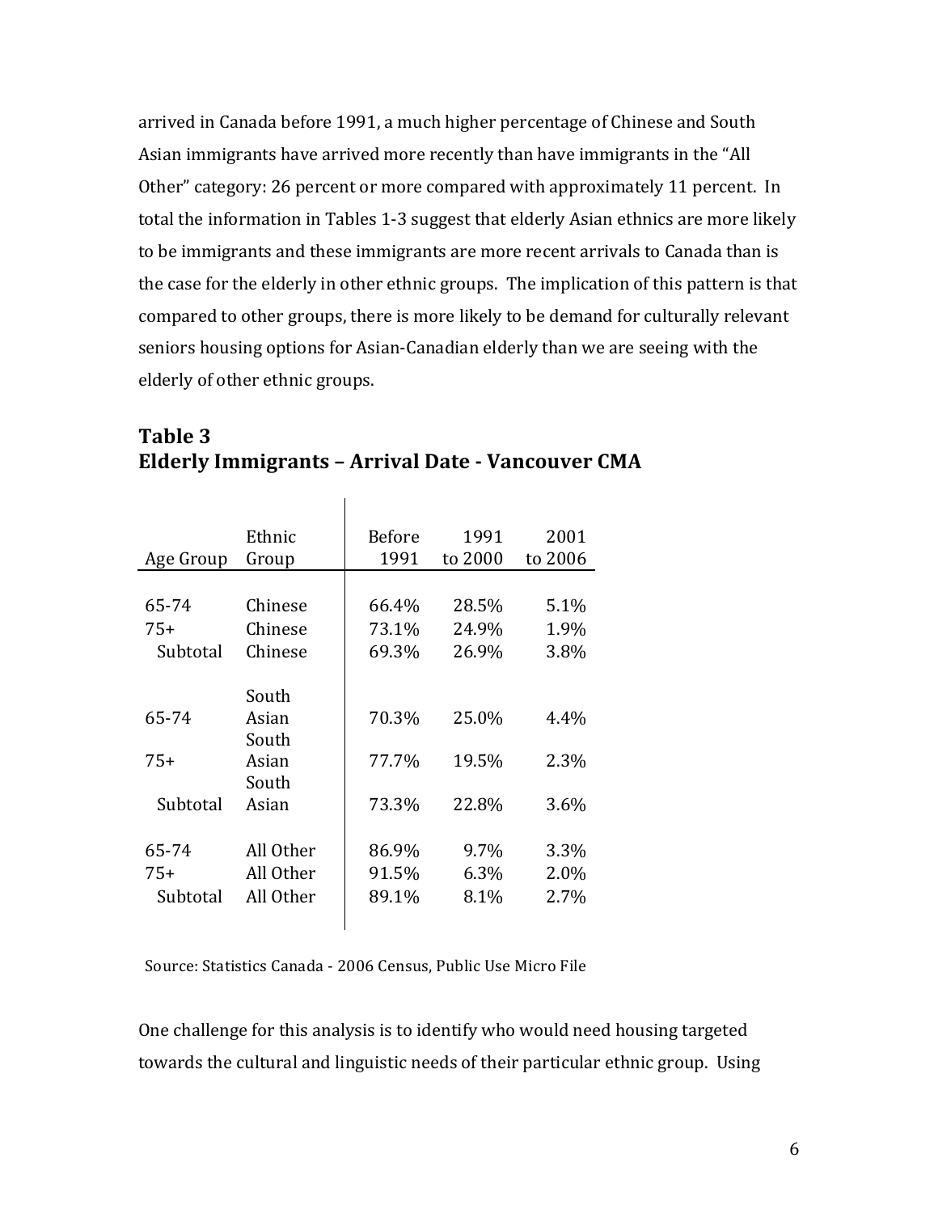arrived in Canada before 1991, a much higher percentage of Chinese and South Asian immigrants have arrived more recently than have immigrants in the "All Other" category: 26 percent or more compared with approximately 11 percent. In total the information in Tables 1-3 suggest that elderly Asian ethnics are more likely to be immigrants and these immigrants are more recent arrivals to Canada than is the case for the elderly in other ethnic groups. The implication of this pattern is that compared to other groups, there is more likely to be demand for culturally relevant seniors housing options for Asian-Canadian elderly than we are seeing with the elderly of other ethnic groups.

## Table 3
## Elderly Immigrants – Arrival Date - Vancouver CMA

| Age Group | Ethnic Group | Before 1991 | 1991 to 2000 | 2001 to 2006 |
|---|---|---|---|---|
| 65-74 | Chinese | 66.4% | 28.5% | 5.1% |
| 75+ | Chinese | 73.1% | 24.9% | 1.9% |
| Subtotal | Chinese | 69.3% | 26.9% | 3.8% |
| 65-74 | South Asian | 70.3% | 25.0% | 4.4% |
| 75+ | South Asian | 77.7% | 19.5% | 2.3% |
| Subtotal | South Asian | 73.3% | 22.8% | 3.6% |
| 65-74 | All Other | 86.9% | 9.7% | 3.3% |
| 75+ | All Other | 91.5% | 6.3% | 2.0% |
| Subtotal | All Other | 89.1% | 8.1% | 2.7% |

Source: Statistics Canada - 2006 Census, Public Use Micro File

One challenge for this analysis is to identify who would need housing targeted towards the cultural and linguistic needs of their particular ethnic group. Using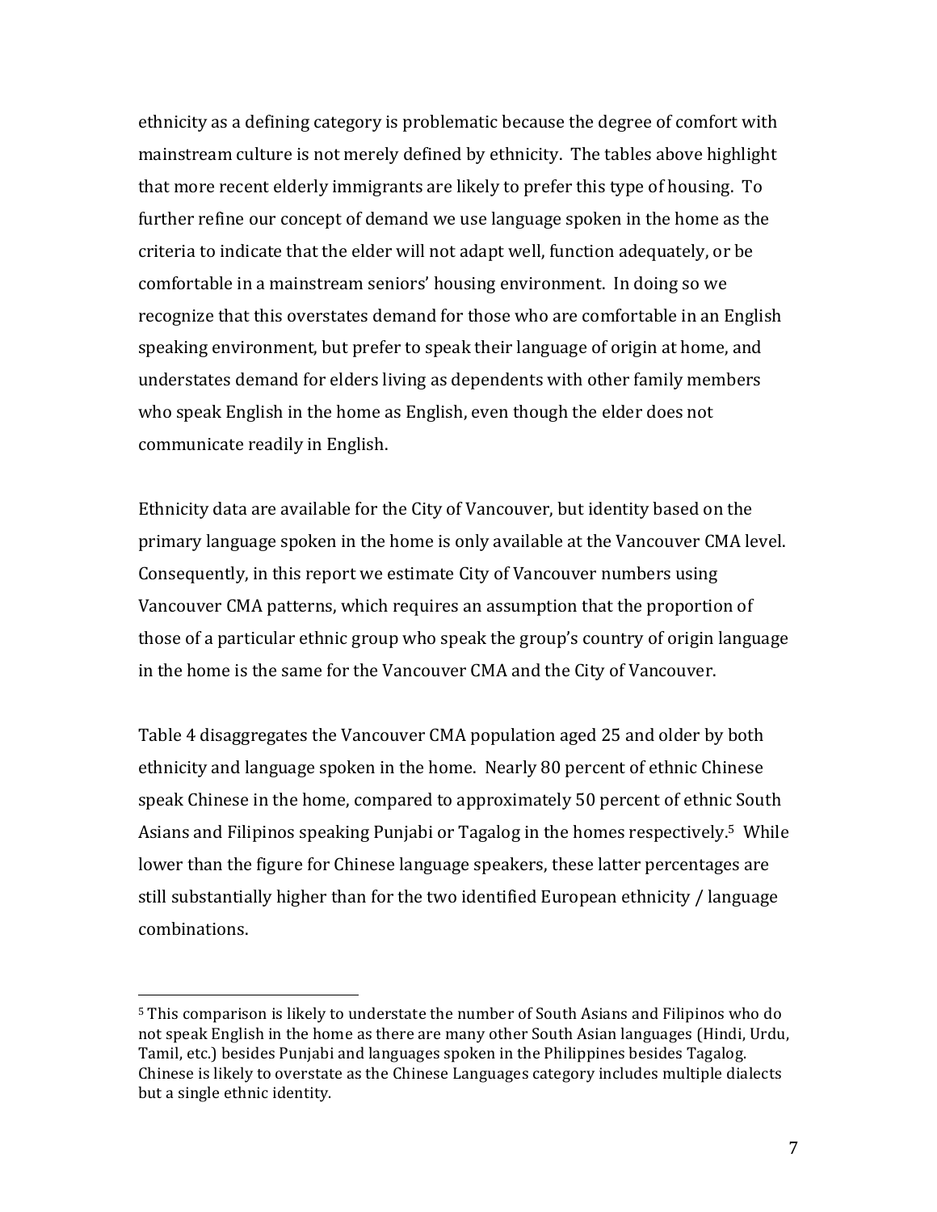ethnicity as a defining category is problematic because the degree of comfort with mainstream culture is not merely defined by ethnicity. The tables above highlight that more recent elderly immigrants are likely to prefer this type of housing. To further refine our concept of demand we use language spoken in the home as the criteria to indicate that the elder will not adapt well, function adequately, or be comfortable in a mainstream seniors' housing environment. In doing so we recognize that this overstates demand for those who are comfortable in an English speaking environment, but prefer to speak their language of origin at home, and understates demand for elders living as dependents with other family members who speak English in the home as English, even though the elder does not communicate readily in English.

Ethnicity data are available for the City of Vancouver, but identity based on the primary language spoken in the home is only available at the Vancouver CMA level. Consequently, in this report we estimate City of Vancouver numbers using Vancouver CMA patterns, which requires an assumption that the proportion of those of a particular ethnic group who speak the group's country of origin language in the home is the same for the Vancouver CMA and the City of Vancouver.

Table 4 disaggregates the Vancouver CMA population aged 25 and older by both ethnicity and language spoken in the home. Nearly 80 percent of ethnic Chinese speak Chinese in the home, compared to approximately 50 percent of ethnic South Asians and Filipinos speaking Punjabi or Tagalog in the homes respectively.[5] While lower than the figure for Chinese language speakers, these latter percentages are still substantially higher than for the two identified European ethnicity / language combinations.

[5] This comparison is likely to understate the number of South Asians and Filipinos who do not speak English in the home as there are many other South Asian languages (Hindi, Urdu, Tamil, etc.) besides Punjabi and languages spoken in the Philippines besides Tagalog. Chinese is likely to overstate as the Chinese Languages category includes multiple dialects but a single ethnic identity.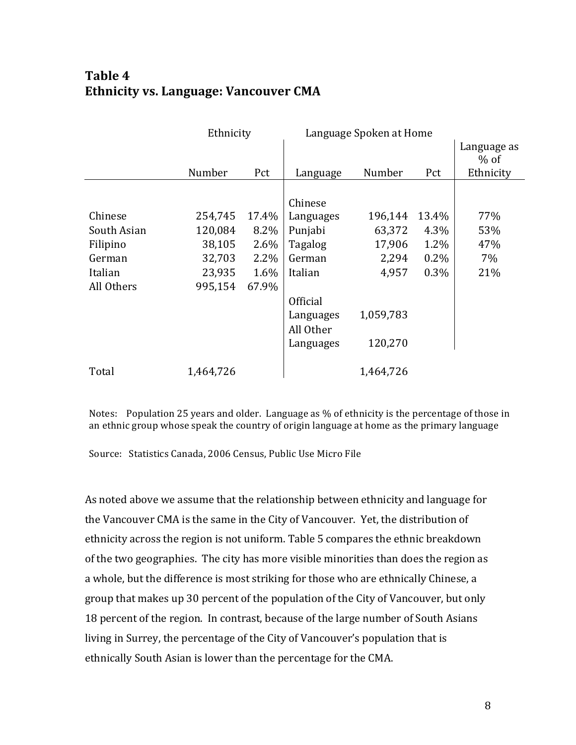## Table 4
## Ethnicity vs. Language: Vancouver CMA

| | Ethnicity | | Language Spoken at Home | | | |
|---|---|---|---|---|---|---|
| | Number | Pct | Language | Number | Pct | Language as % of Ethnicity |
| Chinese | 254,745 | 17.4% | Chinese Languages | 196,144 | 13.4% | 77% |
| South Asian | 120,084 | 8.2% | Punjabi | 63,372 | 4.3% | 53% |
| Filipino | 38,105 | 2.6% | Tagalog | 17,906 | 1.2% | 47% |
| German | 32,703 | 2.2% | German | 2,294 | 0.2% | 7% |
| Italian | 23,935 | 1.6% | Italian | 4,957 | 0.3% | 21% |
| All Others | 995,154 | 67.9% | | | | |
| | | | Official Languages | 1,059,783 | | |
| | | | All Other Languages | 120,270 | | |
| Total | 1,464,726 | | | 1,464,726 | | |

Notes: Population 25 years and older. Language as % of ethnicity is the percentage of those in an ethnic group whose speak the country of origin language at home as the primary language

Source: Statistics Canada, 2006 Census, Public Use Micro File

As noted above we assume that the relationship between ethnicity and language for the Vancouver CMA is the same in the City of Vancouver. Yet, the distribution of ethnicity across the region is not uniform. Table 5 compares the ethnic breakdown of the two geographies. The city has more visible minorities than does the region as a whole, but the difference is most striking for those who are ethnically Chinese, a group that makes up 30 percent of the population of the City of Vancouver, but only 18 percent of the region. In contrast, because of the large number of South Asians living in Surrey, the percentage of the City of Vancouver's population that is ethnically South Asian is lower than the percentage for the CMA.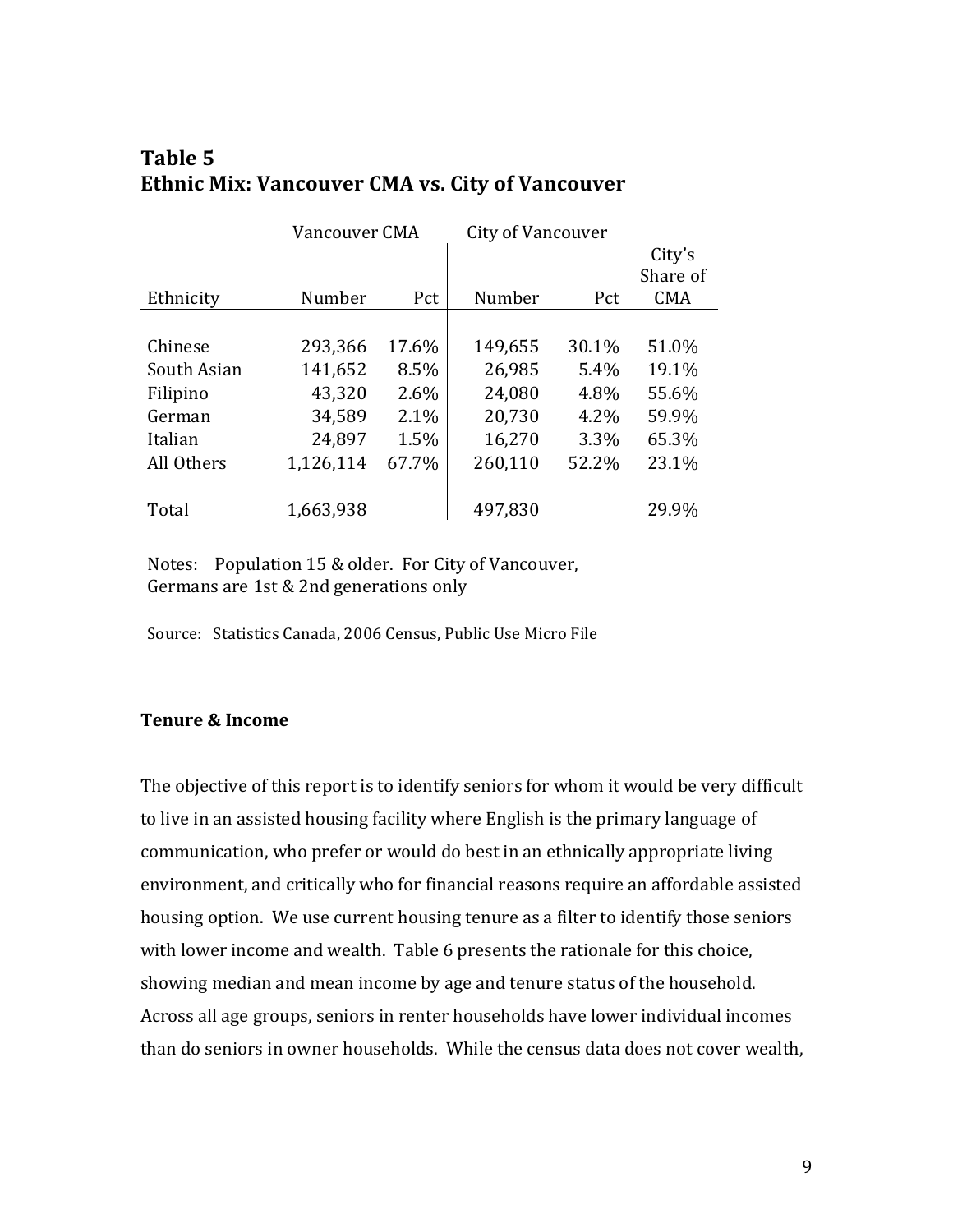## Table 5
## Ethnic Mix: Vancouver CMA vs. City of Vancouver

| | Vancouver CMA | | City of Vancouver | | |
|---|---|---|---|---|---|
| Ethnicity | Number | Pct | Number | Pct | City's Share of CMA |
| Chinese | 293,366 | 17.6% | 149,655 | 30.1% | 51.0% |
| South Asian | 141,652 | 8.5% | 26,985 | 5.4% | 19.1% |
| Filipino | 43,320 | 2.6% | 24,080 | 4.8% | 55.6% |
| German | 34,589 | 2.1% | 20,730 | 4.2% | 59.9% |
| Italian | 24,897 | 1.5% | 16,270 | 3.3% | 65.3% |
| All Others | 1,126,114 | 67.7% | 260,110 | 52.2% | 23.1% |
| Total | 1,663,938 | | 497,830 | | 29.9% |

Notes: Population 15 & older. For City of Vancouver, Germans are 1st & 2nd generations only

Source: Statistics Canada, 2006 Census, Public Use Micro File

**Tenure & Income**

The objective of this report is to identify seniors for whom it would be very difficult to live in an assisted housing facility where English is the primary language of communication, who prefer or would do best in an ethnically appropriate living environment, and critically who for financial reasons require an affordable assisted housing option. We use current housing tenure as a filter to identify those seniors with lower income and wealth. Table 6 presents the rationale for this choice, showing median and mean income by age and tenure status of the household. Across all age groups, seniors in renter households have lower individual incomes than do seniors in owner households. While the census data does not cover wealth,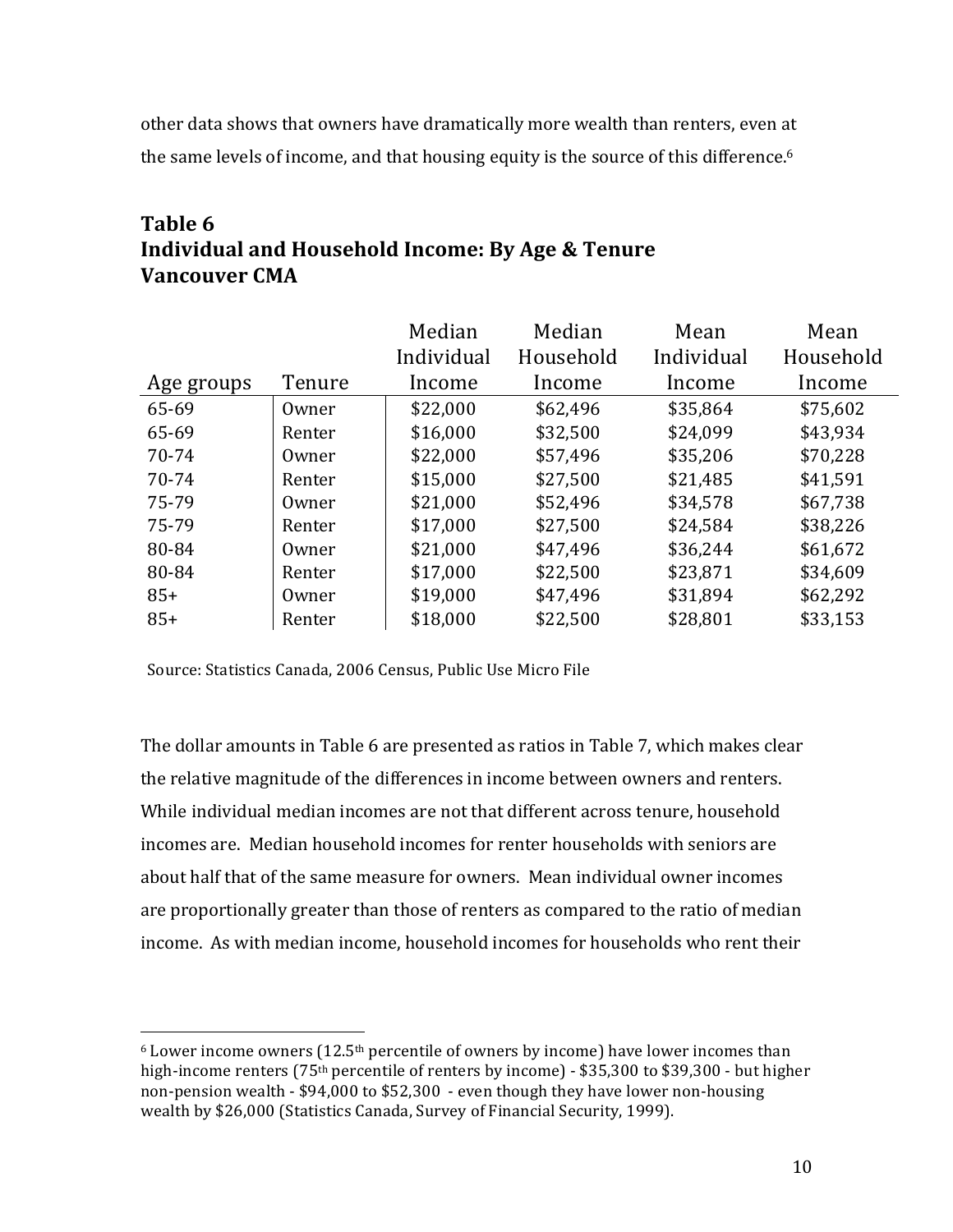other data shows that owners have dramatically more wealth than renters, even at the same levels of income, and that housing equity is the source of this difference.[6]

## Table 6
## Individual and Household Income: By Age & Tenure
## Vancouver CMA

| Age groups | Tenure | Median Individual Income | Median Household Income | Mean Individual Income | Mean Household Income |
|---|---|---|---|---|---|
| 65-69 | Owner | $22,000 | $62,496 | $35,864 | $75,602 |
| 65-69 | Renter | $16,000 | $32,500 | $24,099 | $43,934 |
| 70-74 | Owner | $22,000 | $57,496 | $35,206 | $70,228 |
| 70-74 | Renter | $15,000 | $27,500 | $21,485 | $41,591 |
| 75-79 | Owner | $21,000 | $52,496 | $34,578 | $67,738 |
| 75-79 | Renter | $17,000 | $27,500 | $24,584 | $38,226 |
| 80-84 | Owner | $21,000 | $47,496 | $36,244 | $61,672 |
| 80-84 | Renter | $17,000 | $22,500 | $23,871 | $34,609 |
| 85+ | Owner | $19,000 | $47,496 | $31,894 | $62,292 |
| 85+ | Renter | $18,000 | $22,500 | $28,801 | $33,153 |

Source: Statistics Canada, 2006 Census, Public Use Micro File

The dollar amounts in Table 6 are presented as ratios in Table 7, which makes clear the relative magnitude of the differences in income between owners and renters. While individual median incomes are not that different across tenure, household incomes are. Median household incomes for renter households with seniors are about half that of the same measure for owners. Mean individual owner incomes are proportionally greater than those of renters as compared to the ratio of median income. As with median income, household incomes for households who rent their

[6] Lower income owners (12.5th percentile of owners by income) have lower incomes than high-income renters (75th percentile of renters by income) - $35,300 to $39,300 - but higher non-pension wealth - $94,000 to $52,300 - even though they have lower non-housing wealth by $26,000 (Statistics Canada, Survey of Financial Security, 1999).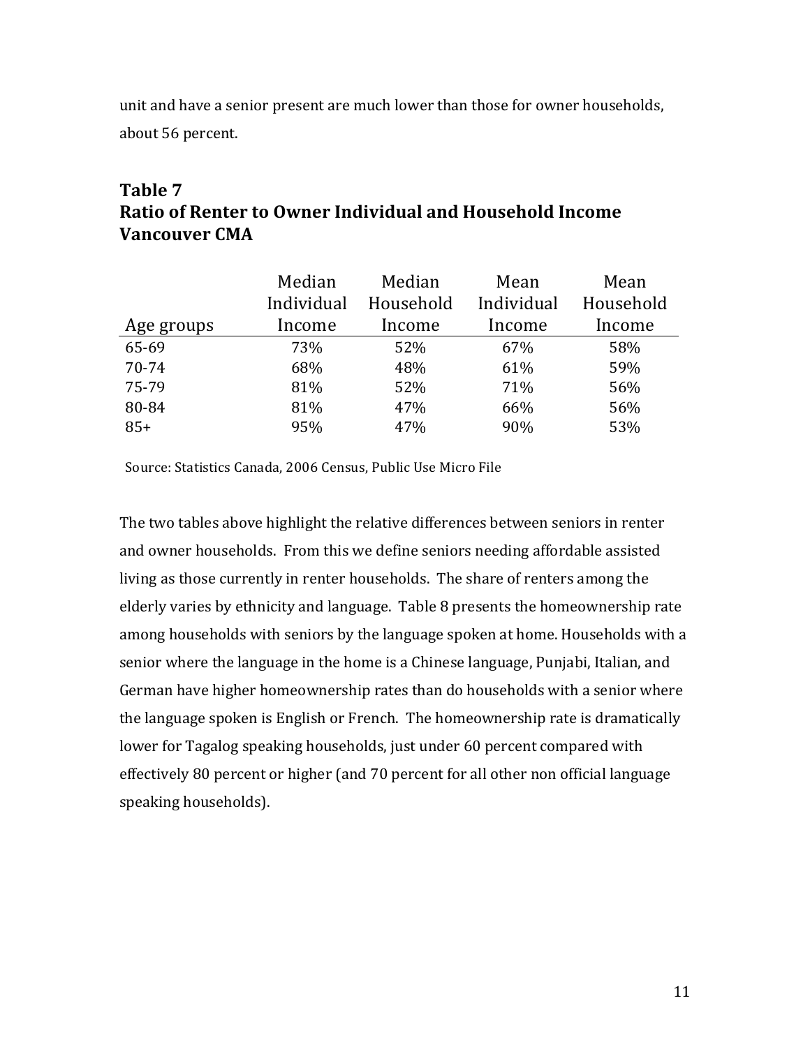unit and have a senior present are much lower than those for owner households, about 56 percent.

## Table 7
## Ratio of Renter to Owner Individual and Household Income Vancouver CMA

| Age groups | Median Individual Income | Median Household Income | Mean Individual Income | Mean Household Income |
|---|---|---|---|---|
| 65-69 | 73% | 52% | 67% | 58% |
| 70-74 | 68% | 48% | 61% | 59% |
| 75-79 | 81% | 52% | 71% | 56% |
| 80-84 | 81% | 47% | 66% | 56% |
| 85+ | 95% | 47% | 90% | 53% |

Source: Statistics Canada, 2006 Census, Public Use Micro File

The two tables above highlight the relative differences between seniors in renter and owner households. From this we define seniors needing affordable assisted living as those currently in renter households. The share of renters among the elderly varies by ethnicity and language. Table 8 presents the homeownership rate among households with seniors by the language spoken at home. Households with a senior where the language in the home is a Chinese language, Punjabi, Italian, and German have higher homeownership rates than do households with a senior where the language spoken is English or French. The homeownership rate is dramatically lower for Tagalog speaking households, just under 60 percent compared with effectively 80 percent or higher (and 70 percent for all other non official language speaking households).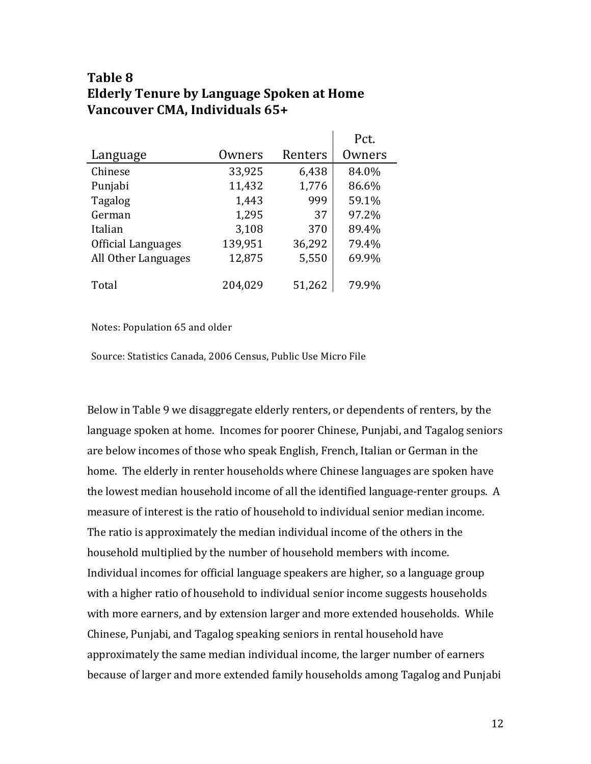**Table 8**
**Elderly Tenure by Language Spoken at Home**
**Vancouver CMA, Individuals 65+**

| Language | Owners | Renters | Pct. Owners |
|---|---|---|---|
| Chinese | 33,925 | 6,438 | 84.0% |
| Punjabi | 11,432 | 1,776 | 86.6% |
| Tagalog | 1,443 | 999 | 59.1% |
| German | 1,295 | 37 | 97.2% |
| Italian | 3,108 | 370 | 89.4% |
| Official Languages | 139,951 | 36,292 | 79.4% |
| All Other Languages | 12,875 | 5,550 | 69.9% |
| Total | 204,029 | 51,262 | 79.9% |

Notes: Population 65 and older

Source: Statistics Canada, 2006 Census, Public Use Micro File

Below in Table 9 we disaggregate elderly renters, or dependents of renters, by the language spoken at home. Incomes for poorer Chinese, Punjabi, and Tagalog seniors are below incomes of those who speak English, French, Italian or German in the home. The elderly in renter households where Chinese languages are spoken have the lowest median household income of all the identified language-renter groups. A measure of interest is the ratio of household to individual senior median income. The ratio is approximately the median individual income of the others in the household multiplied by the number of household members with income. Individual incomes for official language speakers are higher, so a language group with a higher ratio of household to individual senior income suggests households with more earners, and by extension larger and more extended households. While Chinese, Punjabi, and Tagalog speaking seniors in rental household have approximately the same median individual income, the larger number of earners because of larger and more extended family households among Tagalog and Punjabi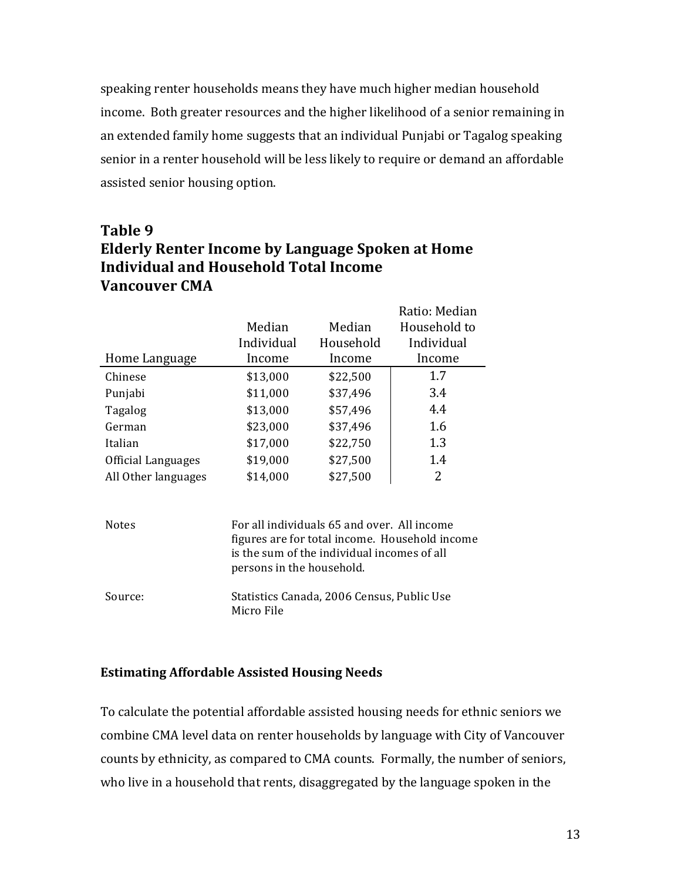speaking renter households means they have much higher median household income. Both greater resources and the higher likelihood of a senior remaining in an extended family home suggests that an individual Punjabi or Tagalog speaking senior in a renter household will be less likely to require or demand an affordable assisted senior housing option.

## Table 9
## Elderly Renter Income by Language Spoken at Home
## Individual and Household Total Income
## Vancouver CMA

| Home Language | Median Individual Income | Median Household Income | Ratio: Median Household to Individual Income |
|---|---|---|---|
| Chinese | $13,000 | $22,500 | 1.7 |
| Punjabi | $11,000 | $37,496 | 3.4 |
| Tagalog | $13,000 | $57,496 | 4.4 |
| German | $23,000 | $37,496 | 1.6 |
| Italian | $17,000 | $22,750 | 1.3 |
| Official Languages | $19,000 | $27,500 | 1.4 |
| All Other languages | $14,000 | $27,500 | 2 |

Notes: For all individuals 65 and over. All income figures are for total income. Household income is the sum of the individual incomes of all persons in the household.

Source: Statistics Canada, 2006 Census, Public Use Micro File

### Estimating Affordable Assisted Housing Needs

To calculate the potential affordable assisted housing needs for ethnic seniors we combine CMA level data on renter households by language with City of Vancouver counts by ethnicity, as compared to CMA counts. Formally, the number of seniors, who live in a household that rents, disaggregated by the language spoken in the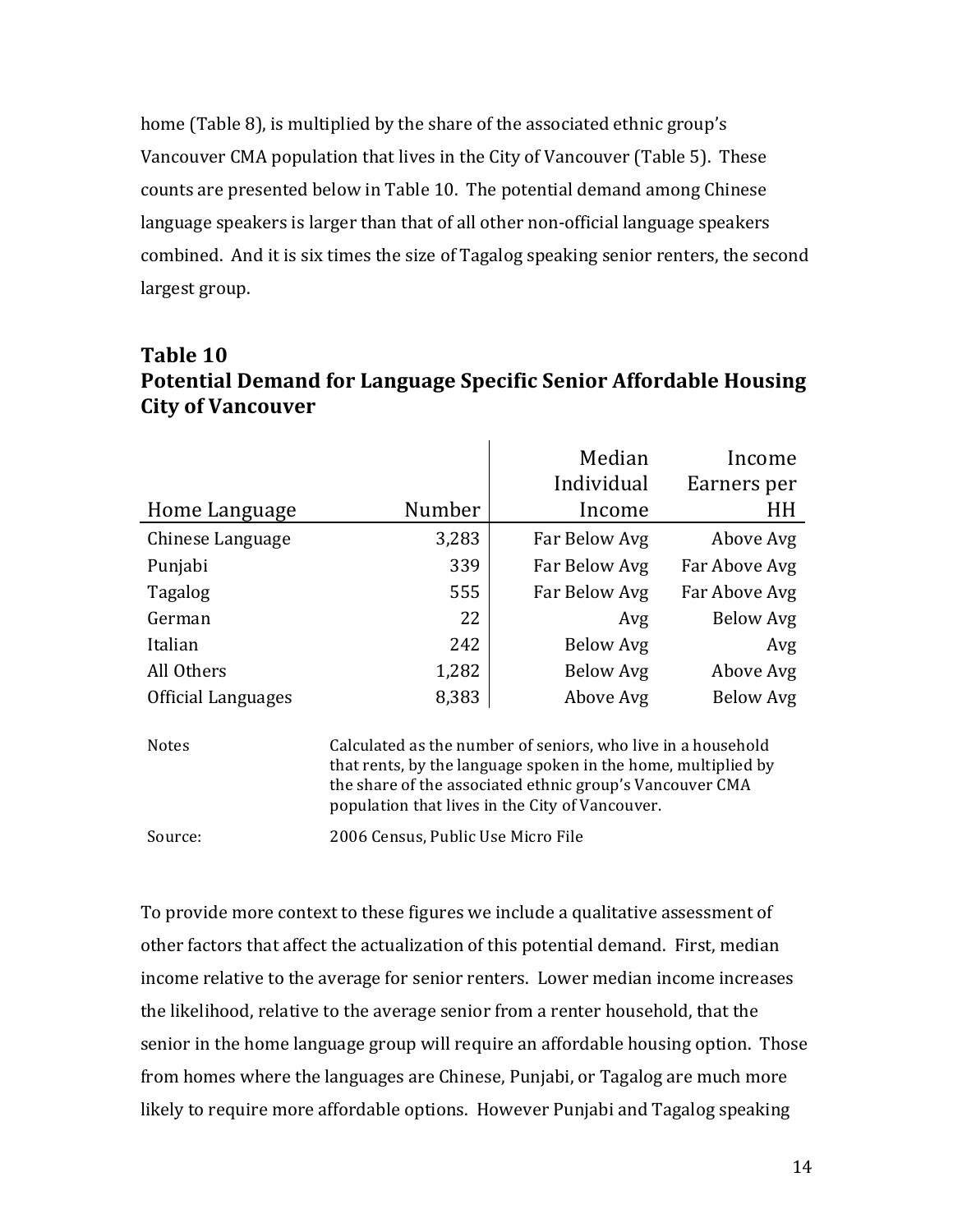home (Table 8), is multiplied by the share of the associated ethnic group's Vancouver CMA population that lives in the City of Vancouver (Table 5). These counts are presented below in Table 10. The potential demand among Chinese language speakers is larger than that of all other non-official language speakers combined. And it is six times the size of Tagalog speaking senior renters, the second largest group.

## Table 10
## Potential Demand for Language Specific Senior Affordable Housing City of Vancouver

| Home Language | Number | Median Individual Income | Income Earners per HH |
|---|---|---|---|
| Chinese Language | 3,283 | Far Below Avg | Above Avg |
| Punjabi | 339 | Far Below Avg | Far Above Avg |
| Tagalog | 555 | Far Below Avg | Far Above Avg |
| German | 22 | Avg | Below Avg |
| Italian | 242 | Below Avg | Avg |
| All Others | 1,282 | Below Avg | Above Avg |
| Official Languages | 8,383 | Above Avg | Below Avg |

Notes: Calculated as the number of seniors, who live in a household that rents, by the language spoken in the home, multiplied by the share of the associated ethnic group's Vancouver CMA population that lives in the City of Vancouver.

Source: 2006 Census, Public Use Micro File

To provide more context to these figures we include a qualitative assessment of other factors that affect the actualization of this potential demand. First, median income relative to the average for senior renters. Lower median income increases the likelihood, relative to the average senior from a renter household, that the senior in the home language group will require an affordable housing option. Those from homes where the languages are Chinese, Punjabi, or Tagalog are much more likely to require more affordable options. However Punjabi and Tagalog speaking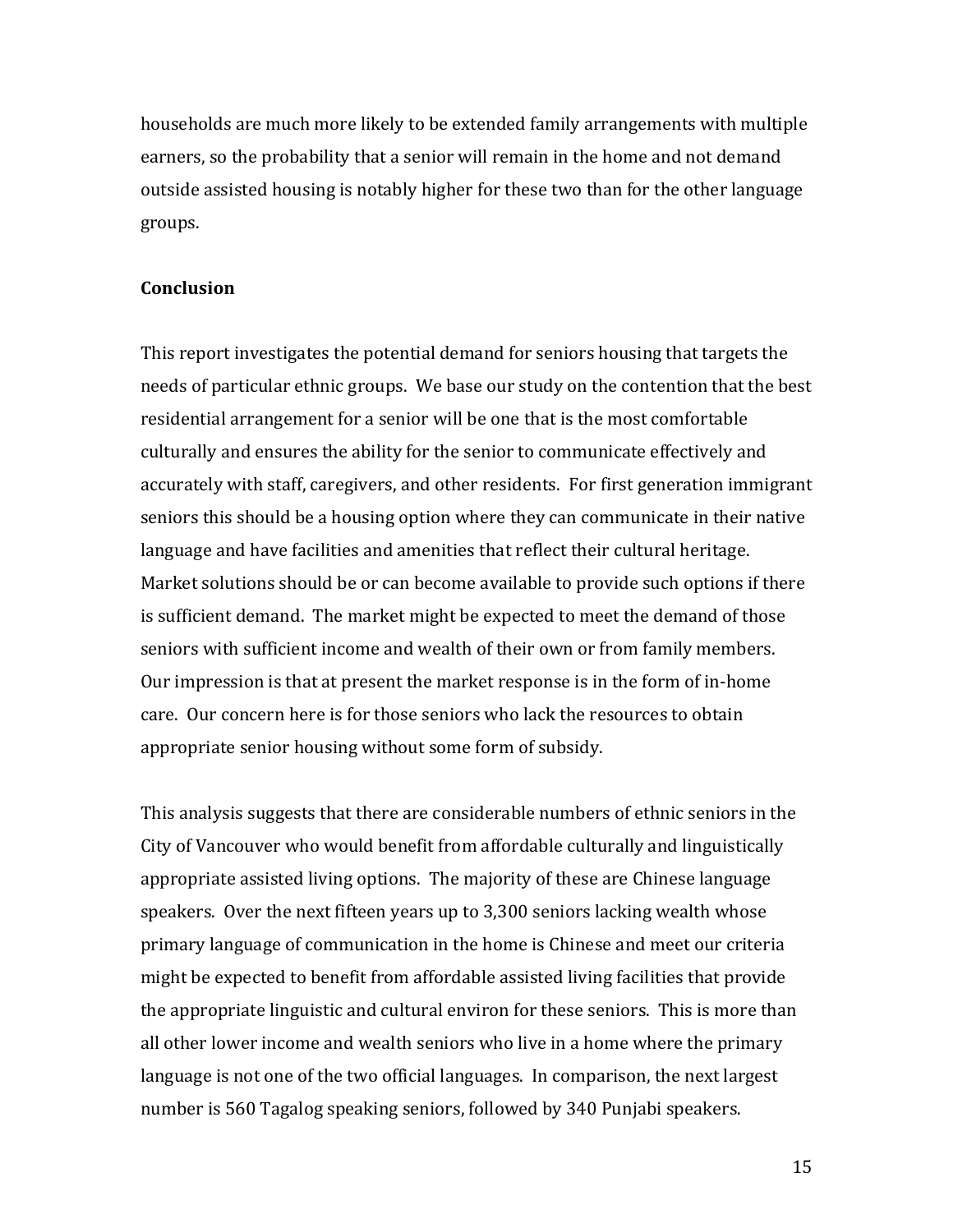households are much more likely to be extended family arrangements with multiple earners, so the probability that a senior will remain in the home and not demand outside assisted housing is notably higher for these two than for the other language groups.

## Conclusion

This report investigates the potential demand for seniors housing that targets the needs of particular ethnic groups. We base our study on the contention that the best residential arrangement for a senior will be one that is the most comfortable culturally and ensures the ability for the senior to communicate effectively and accurately with staff, caregivers, and other residents. For first generation immigrant seniors this should be a housing option where they can communicate in their native language and have facilities and amenities that reflect their cultural heritage. Market solutions should be or can become available to provide such options if there is sufficient demand. The market might be expected to meet the demand of those seniors with sufficient income and wealth of their own or from family members. Our impression is that at present the market response is in the form of in-home care. Our concern here is for those seniors who lack the resources to obtain appropriate senior housing without some form of subsidy.

This analysis suggests that there are considerable numbers of ethnic seniors in the City of Vancouver who would benefit from affordable culturally and linguistically appropriate assisted living options. The majority of these are Chinese language speakers. Over the next fifteen years up to 3,300 seniors lacking wealth whose primary language of communication in the home is Chinese and meet our criteria might be expected to benefit from affordable assisted living facilities that provide the appropriate linguistic and cultural environ for these seniors. This is more than all other lower income and wealth seniors who live in a home where the primary language is not one of the two official languages. In comparison, the next largest number is 560 Tagalog speaking seniors, followed by 340 Punjabi speakers.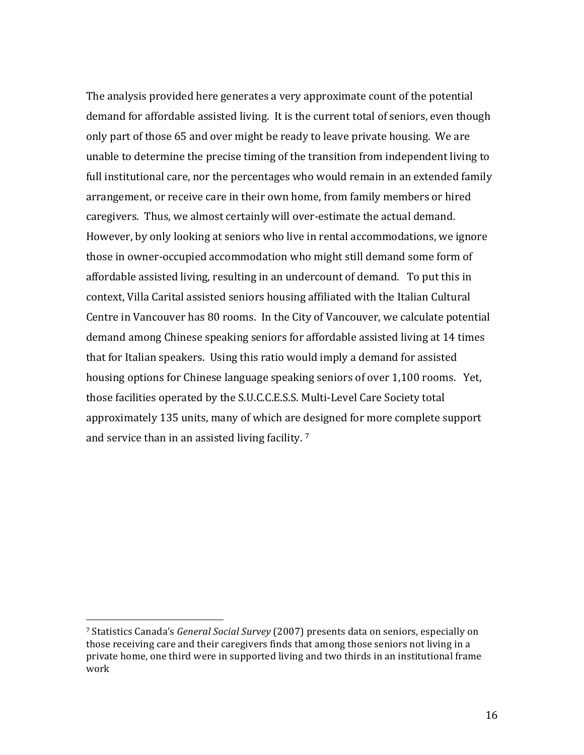The analysis provided here generates a very approximate count of the potential demand for affordable assisted living. It is the current total of seniors, even though only part of those 65 and over might be ready to leave private housing. We are unable to determine the precise timing of the transition from independent living to full institutional care, nor the percentages who would remain in an extended family arrangement, or receive care in their own home, from family members or hired caregivers. Thus, we almost certainly will over-estimate the actual demand. However, by only looking at seniors who live in rental accommodations, we ignore those in owner-occupied accommodation who might still demand some form of affordable assisted living, resulting in an undercount of demand. To put this in context, Villa Carital assisted seniors housing affiliated with the Italian Cultural Centre in Vancouver has 80 rooms. In the City of Vancouver, we calculate potential demand among Chinese speaking seniors for affordable assisted living at 14 times that for Italian speakers. Using this ratio would imply a demand for assisted housing options for Chinese language speaking seniors of over 1,100 rooms. Yet, those facilities operated by the S.U.C.C.E.S.S. Multi-Level Care Society total approximately 135 units, many of which are designed for more complete support and service than in an assisted living facility. [7]

---

[7] Statistics Canada's *General Social Survey* (2007) presents data on seniors, especially on those receiving care and their caregivers finds that among those seniors not living in a private home, one third were in supported living and two thirds in an institutional frame work